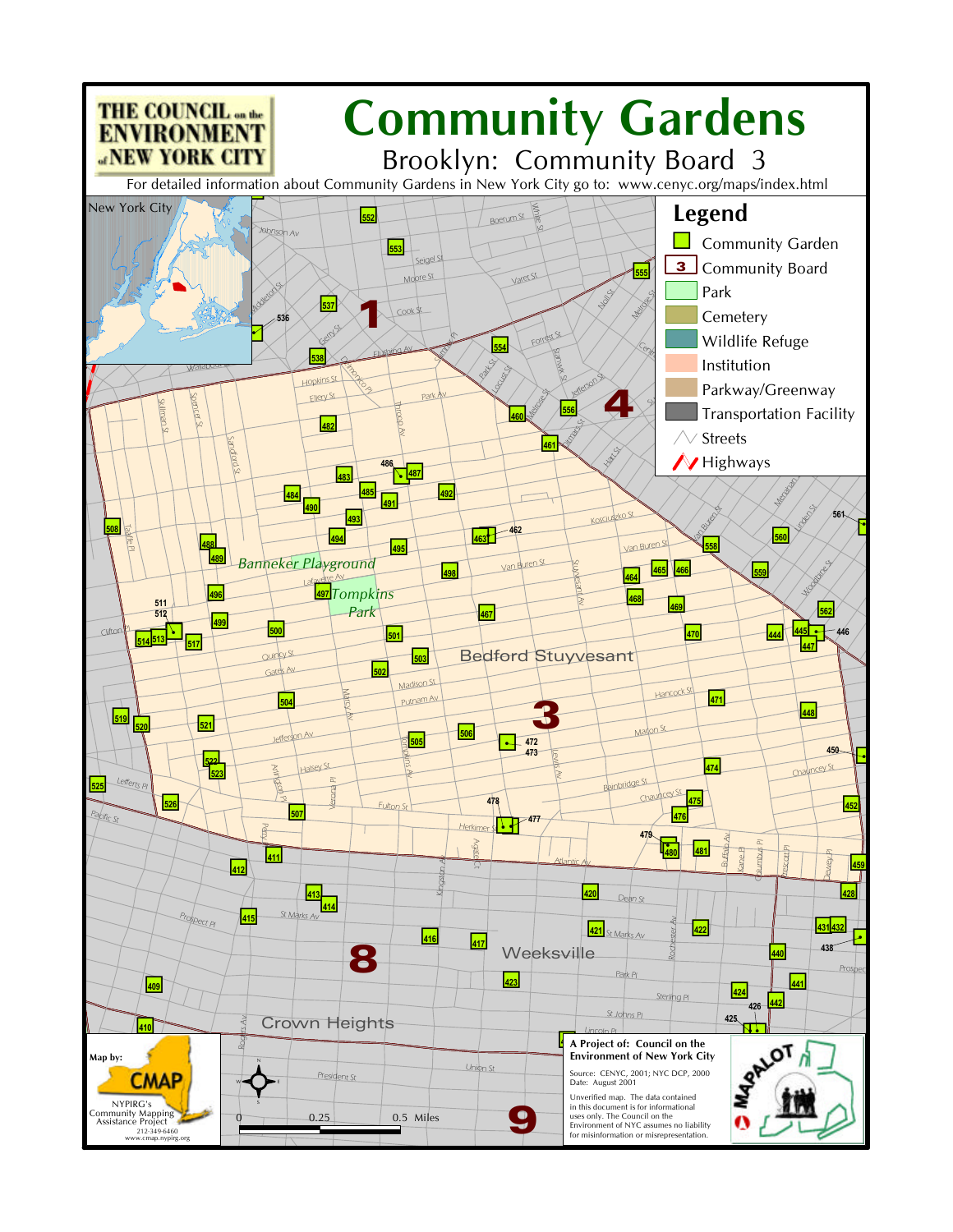# Community Gardens

## Brooklyn: Community Board 3

THE COUNCIL on the ENVIRONMENT of NEW YORK CITY

For detailed information about Community Gardens in New York City go to: www.cenyc.org/maps/index.html

### Legend

- Community Garden
- Community Board
- Park
- Cemetery
- Wildlife Refuge
- Institution
- Parkway/Greenway
- Transportation Facility
- Streets
- Highways

New York City

Bedford Stuyvesant

Weeksville

Crown Heights

Banneker Playground

Tompkins Park

0 0.25 0.5 Miles

Map by: CMAP NYPIRG's Community Mapping Assistance Project 212-349-6460 www.cmap.nypirg.org

A Project of: Council on the Environment of New York City

Source: CENYC, 2001; NYC DCP, 2000
Date: August 2001

Unverified map. The data contained in this document is for informational uses only. The Council on the Environment of NYC assumes no liability for misinformation or misrepresentation.

MAPALOT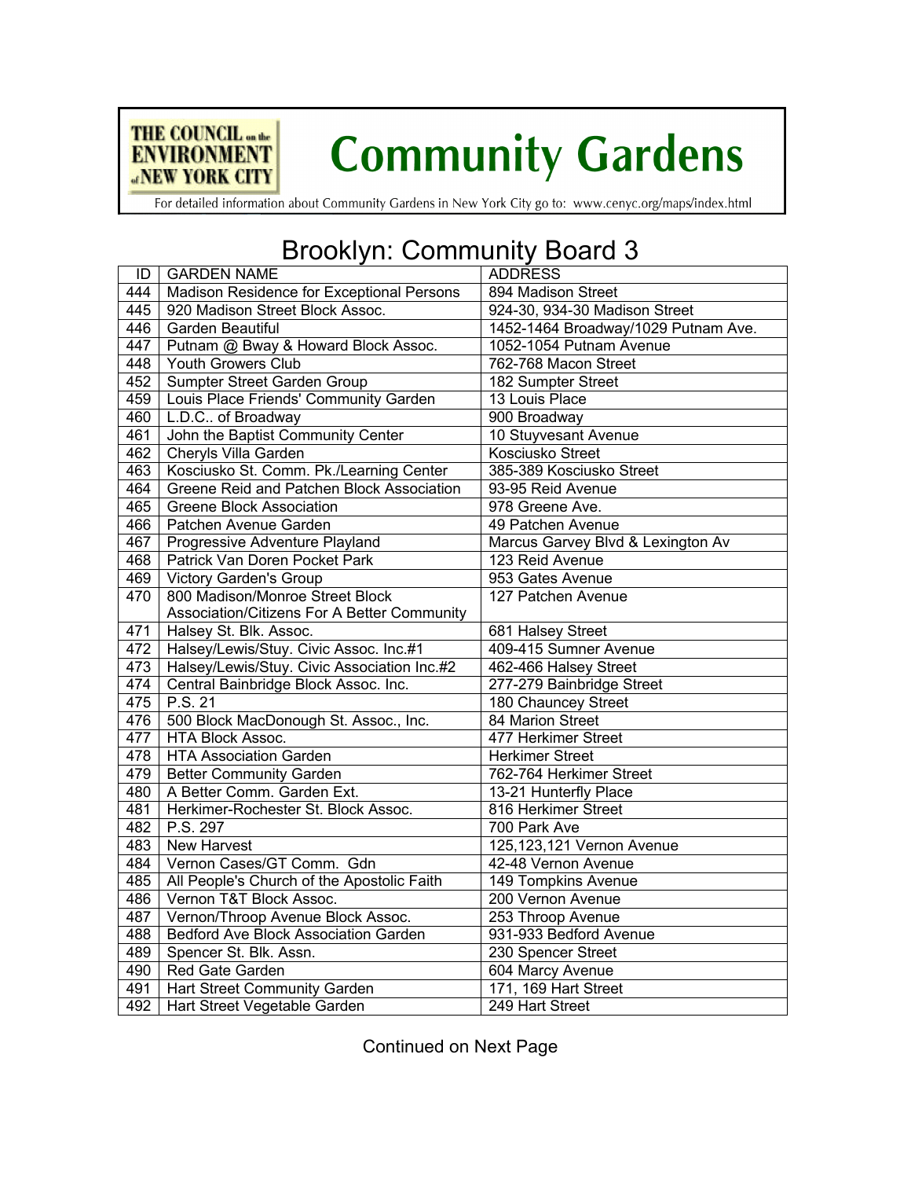THE COUNCIL on the ENVIRONMENT of NEW YORK CITY

# Community Gardens

For detailed information about Community Gardens in New York City go to: www.cenyc.org/maps/index.html

## Brooklyn: Community Board 3

| ID | GARDEN NAME | ADDRESS |
|---|---|---|
| 444 | Madison Residence for Exceptional Persons | 894 Madison Street |
| 445 | 920 Madison Street Block Assoc. | 924-30, 934-30 Madison Street |
| 446 | Garden Beautiful | 1452-1464 Broadway/1029 Putnam Ave. |
| 447 | Putnam @ Bway & Howard Block Assoc. | 1052-1054 Putnam Avenue |
| 448 | Youth Growers Club | 762-768 Macon Street |
| 452 | Sumpter Street Garden Group | 182 Sumpter Street |
| 459 | Louis Place Friends' Community Garden | 13 Louis Place |
| 460 | L.D.C.. of Broadway | 900 Broadway |
| 461 | John the Baptist Community Center | 10 Stuyvesant Avenue |
| 462 | Cheryls Villa Garden | Kosciusko Street |
| 463 | Kosciusko St. Comm. Pk./Learning Center | 385-389 Kosciusko Street |
| 464 | Greene Reid and Patchen Block Association | 93-95 Reid Avenue |
| 465 | Greene Block Association | 978 Greene Ave. |
| 466 | Patchen Avenue Garden | 49 Patchen Avenue |
| 467 | Progressive Adventure Playland | Marcus Garvey Blvd & Lexington Av |
| 468 | Patrick Van Doren Pocket Park | 123 Reid Avenue |
| 469 | Victory Garden's Group | 953 Gates Avenue |
| 470 | 800 Madison/Monroe Street Block Association/Citizens For A Better Community | 127 Patchen Avenue |
| 471 | Halsey St. Blk. Assoc. | 681 Halsey Street |
| 472 | Halsey/Lewis/Stuy. Civic Assoc. Inc.#1 | 409-415 Sumner Avenue |
| 473 | Halsey/Lewis/Stuy. Civic Association Inc.#2 | 462-466 Halsey Street |
| 474 | Central Bainbridge Block Assoc. Inc. | 277-279 Bainbridge Street |
| 475 | P.S. 21 | 180 Chauncey Street |
| 476 | 500 Block MacDonough St. Assoc., Inc. | 84 Marion Street |
| 477 | HTA Block Assoc. | 477 Herkimer Street |
| 478 | HTA Association Garden | Herkimer Street |
| 479 | Better Community Garden | 762-764 Herkimer Street |
| 480 | A Better Comm. Garden Ext. | 13-21 Hunterfly Place |
| 481 | Herkimer-Rochester St. Block Assoc. | 816 Herkimer Street |
| 482 | P.S. 297 | 700 Park Ave |
| 483 | New Harvest | 125,123,121 Vernon Avenue |
| 484 | Vernon Cases/GT Comm. Gdn | 42-48 Vernon Avenue |
| 485 | All People's Church of the Apostolic Faith | 149 Tompkins Avenue |
| 486 | Vernon T&T Block Assoc. | 200 Vernon Avenue |
| 487 | Vernon/Throop Avenue Block Assoc. | 253 Throop Avenue |
| 488 | Bedford Ave Block Association Garden | 931-933 Bedford Avenue |
| 489 | Spencer St. Blk. Assn. | 230 Spencer Street |
| 490 | Red Gate Garden | 604 Marcy Avenue |
| 491 | Hart Street Community Garden | 171, 169 Hart Street |
| 492 | Hart Street Vegetable Garden | 249 Hart Street |

Continued on Next Page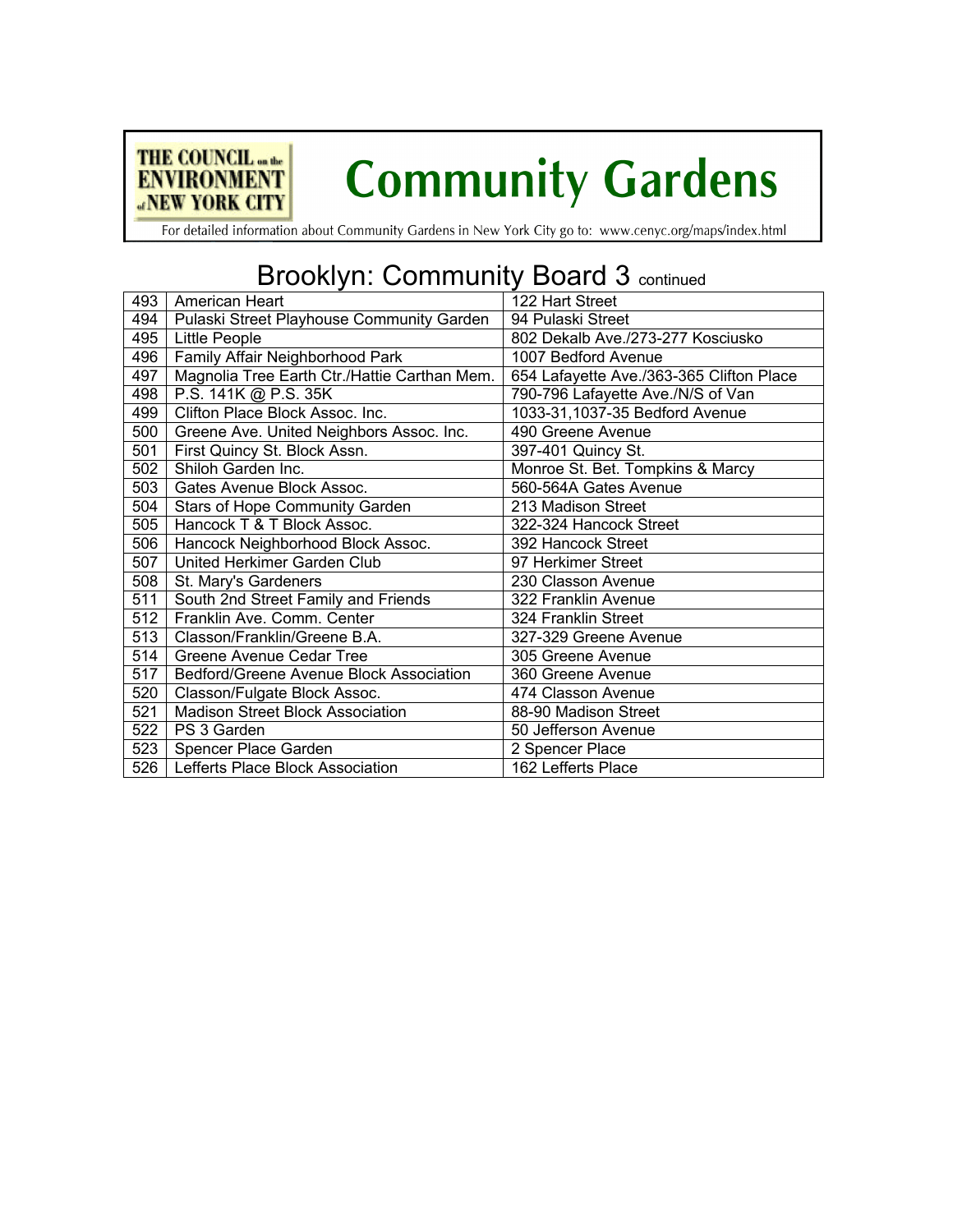THE COUNCIL on the ENVIRONMENT of NEW YORK CITY

# Community Gardens

For detailed information about Community Gardens in New York City go to: www.cenyc.org/maps/index.html

## Brooklyn: Community Board 3 continued

| | | |
|---|---|---|
| 493 | American Heart | 122 Hart Street |
| 494 | Pulaski Street Playhouse Community Garden | 94 Pulaski Street |
| 495 | Little People | 802 Dekalb Ave./273-277 Kosciusko |
| 496 | Family Affair Neighborhood Park | 1007 Bedford Avenue |
| 497 | Magnolia Tree Earth Ctr./Hattie Carthan Mem. | 654 Lafayette Ave./363-365 Clifton Place |
| 498 | P.S. 141K @ P.S. 35K | 790-796 Lafayette Ave./N/S of Van |
| 499 | Clifton Place Block Assoc. Inc. | 1033-31,1037-35 Bedford Avenue |
| 500 | Greene Ave. United Neighbors Assoc. Inc. | 490 Greene Avenue |
| 501 | First Quincy St. Block Assn. | 397-401 Quincy St. |
| 502 | Shiloh Garden Inc. | Monroe St. Bet. Tompkins & Marcy |
| 503 | Gates Avenue Block Assoc. | 560-564A Gates Avenue |
| 504 | Stars of Hope Community Garden | 213 Madison Street |
| 505 | Hancock T & T Block Assoc. | 322-324 Hancock Street |
| 506 | Hancock Neighborhood Block Assoc. | 392 Hancock Street |
| 507 | United Herkimer Garden Club | 97 Herkimer Street |
| 508 | St. Mary's Gardeners | 230 Classon Avenue |
| 511 | South 2nd Street Family and Friends | 322 Franklin Avenue |
| 512 | Franklin Ave. Comm. Center | 324 Franklin Street |
| 513 | Classon/Franklin/Greene B.A. | 327-329 Greene Avenue |
| 514 | Greene Avenue Cedar Tree | 305 Greene Avenue |
| 517 | Bedford/Greene Avenue Block Association | 360 Greene Avenue |
| 520 | Classon/Fulgate Block Assoc. | 474 Classon Avenue |
| 521 | Madison Street Block Association | 88-90 Madison Street |
| 522 | PS 3 Garden | 50 Jefferson Avenue |
| 523 | Spencer Place Garden | 2 Spencer Place |
| 526 | Lefferts Place Block Association | 162 Lefferts Place |